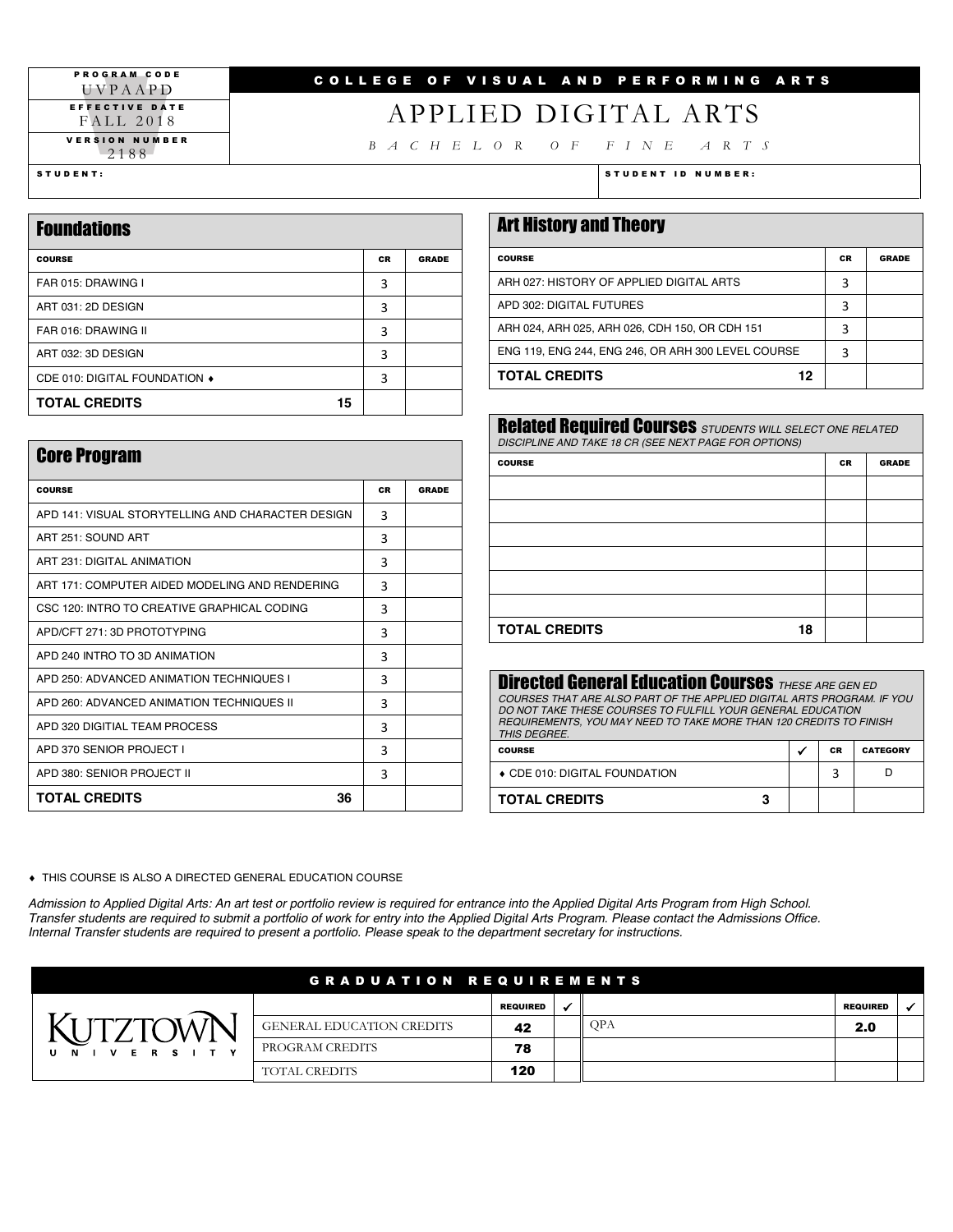| PROGRAM CODE | |
|---|---|
| UVPAAPD | |
| EFFECTIVE DATE | |
| FALL 2018 | |
| VERSION NUMBER | |
| 2188 | |

**COLLEGE OF VISUAL AND PERFORMING ARTS**

# APPLIED DIGITAL ARTS

*BACHELOR OF FINE ARTS*

| STUDENT: | STUDENT ID NUMBER: |
|---|---|
| | |

## Foundations

| COURSE | CR | GRADE |
|---|---|---|
| FAR 015: DRAWING I | 3 | |
| ART 031: 2D DESIGN | 3 | |
| FAR 016: DRAWING II | 3 | |
| ART 032: 3D DESIGN | 3 | |
| CDE 010: DIGITAL FOUNDATION ♦ | 3 | |
| **TOTAL CREDITS** **15** | | |

## Core Program

| COURSE | CR | GRADE |
|---|---|---|
| APD 141: VISUAL STORYTELLING AND CHARACTER DESIGN | 3 | |
| ART 251: SOUND ART | 3 | |
| ART 231: DIGITAL ANIMATION | 3 | |
| ART 171: COMPUTER AIDED MODELING AND RENDERING | 3 | |
| CSC 120: INTRO TO CREATIVE GRAPHICAL CODING | 3 | |
| APD/CFT 271: 3D PROTOTYPING | 3 | |
| APD 240 INTRO TO 3D ANIMATION | 3 | |
| APD 250: ADVANCED ANIMATION TECHNIQUES I | 3 | |
| APD 260: ADVANCED ANIMATION TECHNIQUES II | 3 | |
| APD 320 DIGITIAL TEAM PROCESS | 3 | |
| APD 370 SENIOR PROJECT I | 3 | |
| APD 380: SENIOR PROJECT II | 3 | |
| **TOTAL CREDITS** **36** | | |

## Art History and Theory

| COURSE | CR | GRADE |
|---|---|---|
| ARH 027: HISTORY OF APPLIED DIGITAL ARTS | 3 | |
| APD 302: DIGITAL FUTURES | 3 | |
| ARH 024, ARH 025, ARH 026, CDH 150, OR CDH 151 | 3 | |
| ENG 119, ENG 244, ENG 246, OR ARH 300 LEVEL COURSE | 3 | |
| **TOTAL CREDITS** **12** | | |

## Related Required Courses

*STUDENTS WILL SELECT ONE RELATED DISCIPLINE AND TAKE 18 CR (SEE NEXT PAGE FOR OPTIONS)*

| COURSE | CR | GRADE |
|---|---|---|
| | | |
| | | |
| | | |
| | | |
| | | |
| | | |
| **TOTAL CREDITS** **18** | | |

## Directed General Education Courses

*THESE ARE GEN ED COURSES THAT ARE ALSO PART OF THE APPLIED DIGITAL ARTS PROGRAM. IF YOU DO NOT TAKE THESE COURSES TO FULFILL YOUR GENERAL EDUCATION REQUIREMENTS, YOU MAY NEED TO TAKE MORE THAN 120 CREDITS TO FINISH THIS DEGREE.*

| COURSE | ✓ | CR | CATEGORY |
|---|---|---|---|
| ♦ CDE 010: DIGITAL FOUNDATION | | 3 | D |
| **TOTAL CREDITS** **3** | | | |

♦ THIS COURSE IS ALSO A DIRECTED GENERAL EDUCATION COURSE

*Admission to Applied Digital Arts: An art test or portfolio review is required for entrance into the Applied Digital Arts Program from High School. Transfer students are required to submit a portfolio of work for entry into the Applied Digital Arts Program. Please contact the Admissions Office. Internal Transfer students are required to present a portfolio. Please speak to the department secretary for instructions.*

## GRADUATION REQUIREMENTS

KUTZTOWN UNIVERSITY

| | REQUIRED | ✓ | | REQUIRED | ✓ |
|---|---|---|---|---|---|
| GENERAL EDUCATION CREDITS | 42 | | QPA | 2.0 | |
| PROGRAM CREDITS | 78 | | | | |
| TOTAL CREDITS | 120 | | | | |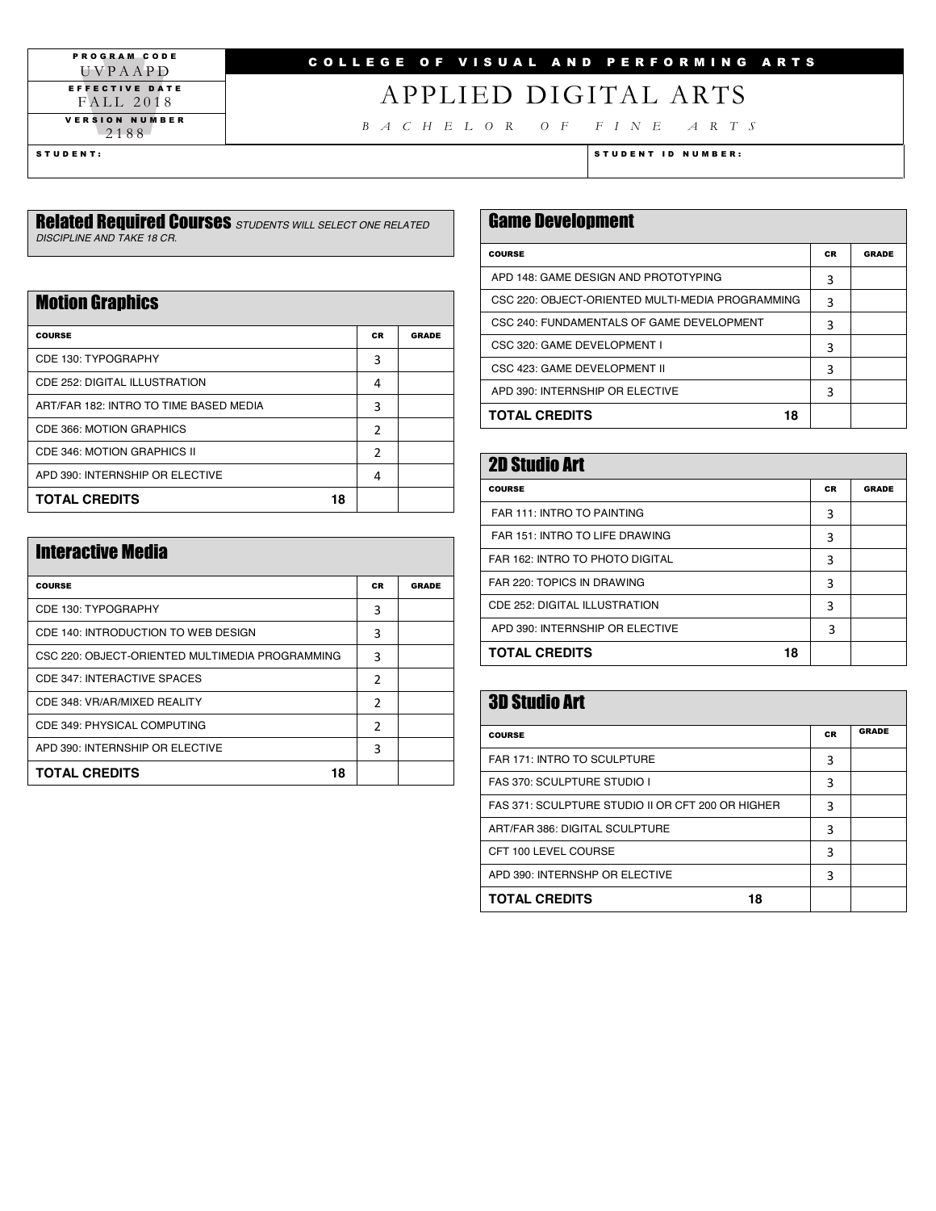| PROGRAM CODE | COLLEGE OF VISUAL AND PERFORMING ARTS |
| --- | --- |
| UVPAAPD | |
| EFFECTIVE DATE | APPLIED DIGITAL ARTS |
| FALL 2018 | |
| VERSION NUMBER | BACHELOR OF FINE ARTS |
| 2188 | |

| STUDENT: | STUDENT ID NUMBER: |
| --- | --- |
| | |

## Related Required Courses *STUDENTS WILL SELECT ONE RELATED DISCIPLINE AND TAKE 18 CR.*

### Motion Graphics

| COURSE | CR | GRADE |
| --- | --- | --- |
| CDE 130: TYPOGRAPHY | 3 | |
| CDE 252: DIGITAL ILLUSTRATION | 4 | |
| ART/FAR 182: INTRO TO TIME BASED MEDIA | 3 | |
| CDE 366: MOTION GRAPHICS | 2 | |
| CDE 346: MOTION GRAPHICS II | 2 | |
| APD 390: INTERNSHIP OR ELECTIVE | 4 | |
| **TOTAL CREDITS 18** | | |

### Interactive Media

| COURSE | CR | GRADE |
| --- | --- | --- |
| CDE 130: TYPOGRAPHY | 3 | |
| CDE 140: INTRODUCTION TO WEB DESIGN | 3 | |
| CSC 220: OBJECT-ORIENTED MULTIMEDIA PROGRAMMING | 3 | |
| CDE 347: INTERACTIVE SPACES | 2 | |
| CDE 348: VR/AR/MIXED REALITY | 2 | |
| CDE 349: PHYSICAL COMPUTING | 2 | |
| APD 390: INTERNSHIP OR ELECTIVE | 3 | |
| **TOTAL CREDITS 18** | | |

### Game Development

| COURSE | CR | GRADE |
| --- | --- | --- |
| APD 148: GAME DESIGN AND PROTOTYPING | 3 | |
| CSC 220: OBJECT-ORIENTED MULTI-MEDIA PROGRAMMING | 3 | |
| CSC 240: FUNDAMENTALS OF GAME DEVELOPMENT | 3 | |
| CSC 320: GAME DEVELOPMENT I | 3 | |
| CSC 423: GAME DEVELOPMENT II | 3 | |
| APD 390: INTERNSHIP OR ELECTIVE | 3 | |
| **TOTAL CREDITS 18** | | |

### 2D Studio Art

| COURSE | CR | GRADE |
| --- | --- | --- |
| FAR 111: INTRO TO PAINTING | 3 | |
| FAR 151: INTRO TO LIFE DRAWING | 3 | |
| FAR 162: INTRO TO PHOTO DIGITAL | 3 | |
| FAR 220: TOPICS IN DRAWING | 3 | |
| CDE 252: DIGITAL ILLUSTRATION | 3 | |
| APD 390: INTERNSHIP OR ELECTIVE | 3 | |
| **TOTAL CREDITS 18** | | |

### 3D Studio Art

| COURSE | CR | GRADE |
| --- | --- | --- |
| FAR 171: INTRO TO SCULPTURE | 3 | |
| FAS 370: SCULPTURE STUDIO I | 3 | |
| FAS 371: SCULPTURE STUDIO II OR CFT 200 OR HIGHER | 3 | |
| ART/FAR 386: DIGITAL SCULPTURE | 3 | |
| CFT 100 LEVEL COURSE | 3 | |
| APD 390: INTERNSHP OR ELECTIVE | 3 | |
| **TOTAL CREDITS 18** | | |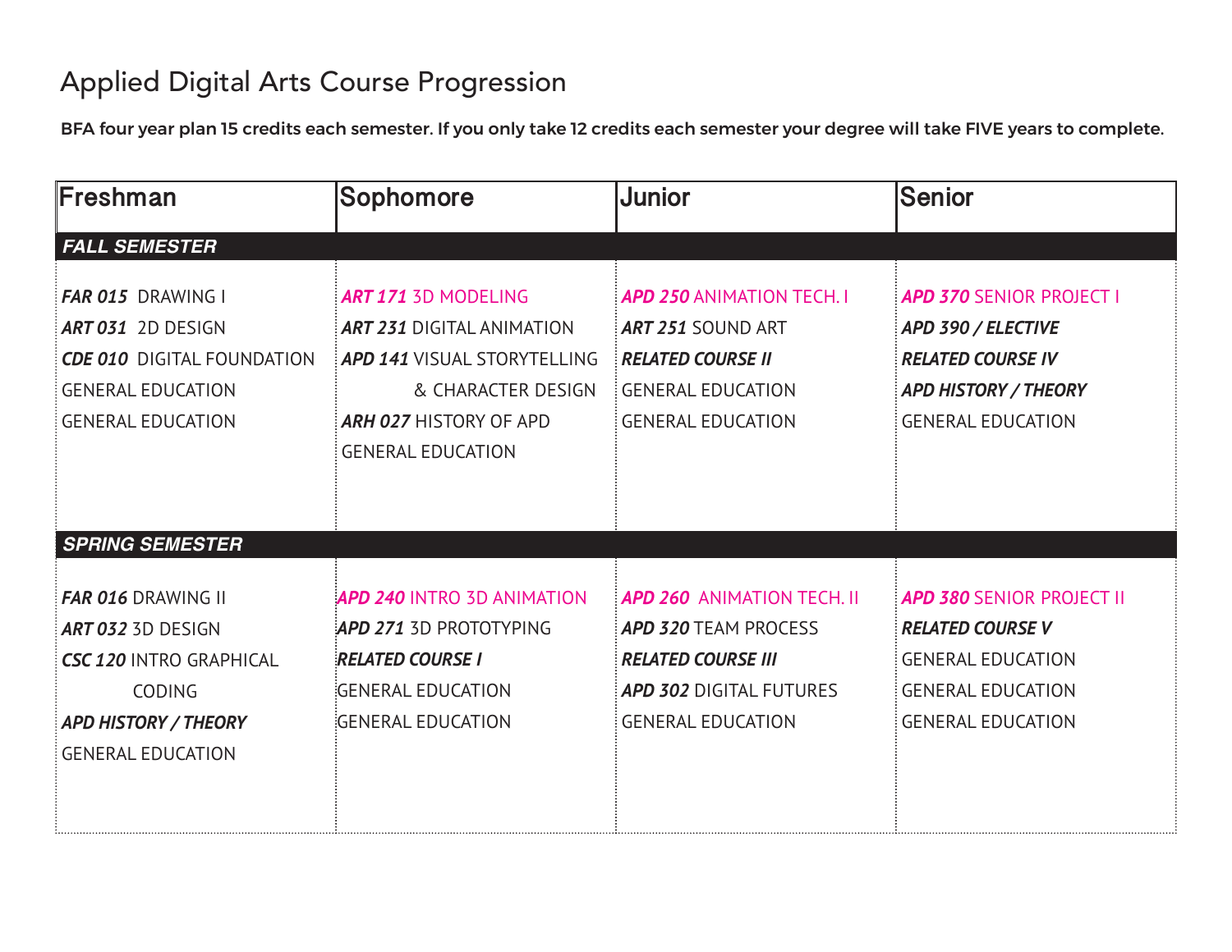# Applied Digital Arts Course Progression

**BFA four year plan 15 credits each semester. If you only take 12 credits each semester your degree will take FIVE years to complete.**

| Freshman | Sophomore | Junior | Senior |
|---|---|---|---|
| ***FALL SEMESTER*** | | | |
| ***FAR 015*** DRAWING I<br>***ART 031*** 2D DESIGN<br>***CDE 010*** DIGITAL FOUNDATION<br>GENERAL EDUCATION<br>GENERAL EDUCATION | ***ART 171*** 3D MODELING<br>***ART 231*** DIGITAL ANIMATION<br>***APD 141*** VISUAL STORYTELLING & CHARACTER DESIGN<br>***ARH 027*** HISTORY OF APD<br>GENERAL EDUCATION | ***APD 250*** ANIMATION TECH. I<br>***ART 251*** SOUND ART<br>***RELATED COURSE II***<br>GENERAL EDUCATION<br>GENERAL EDUCATION | ***APD 370*** SENIOR PROJECT I<br>***APD 390 / ELECTIVE***<br>***RELATED COURSE IV***<br>***APD HISTORY / THEORY***<br>GENERAL EDUCATION |
| ***SPRING SEMESTER*** | | | |
| ***FAR 016*** DRAWING II<br>***ART 032*** 3D DESIGN<br>***CSC 120*** INTRO GRAPHICAL CODING<br>***APD HISTORY / THEORY***<br>GENERAL EDUCATION | ***APD 240*** INTRO 3D ANIMATION<br>***APD 271*** 3D PROTOTYPING<br>***RELATED COURSE I***<br>GENERAL EDUCATION<br>GENERAL EDUCATION | ***APD 260*** ANIMATION TECH. II<br>***APD 320*** TEAM PROCESS<br>***RELATED COURSE III***<br>***APD 302*** DIGITAL FUTURES<br>GENERAL EDUCATION | ***APD 380*** SENIOR PROJECT II<br>***RELATED COURSE V***<br>GENERAL EDUCATION<br>GENERAL EDUCATION<br>GENERAL EDUCATION |